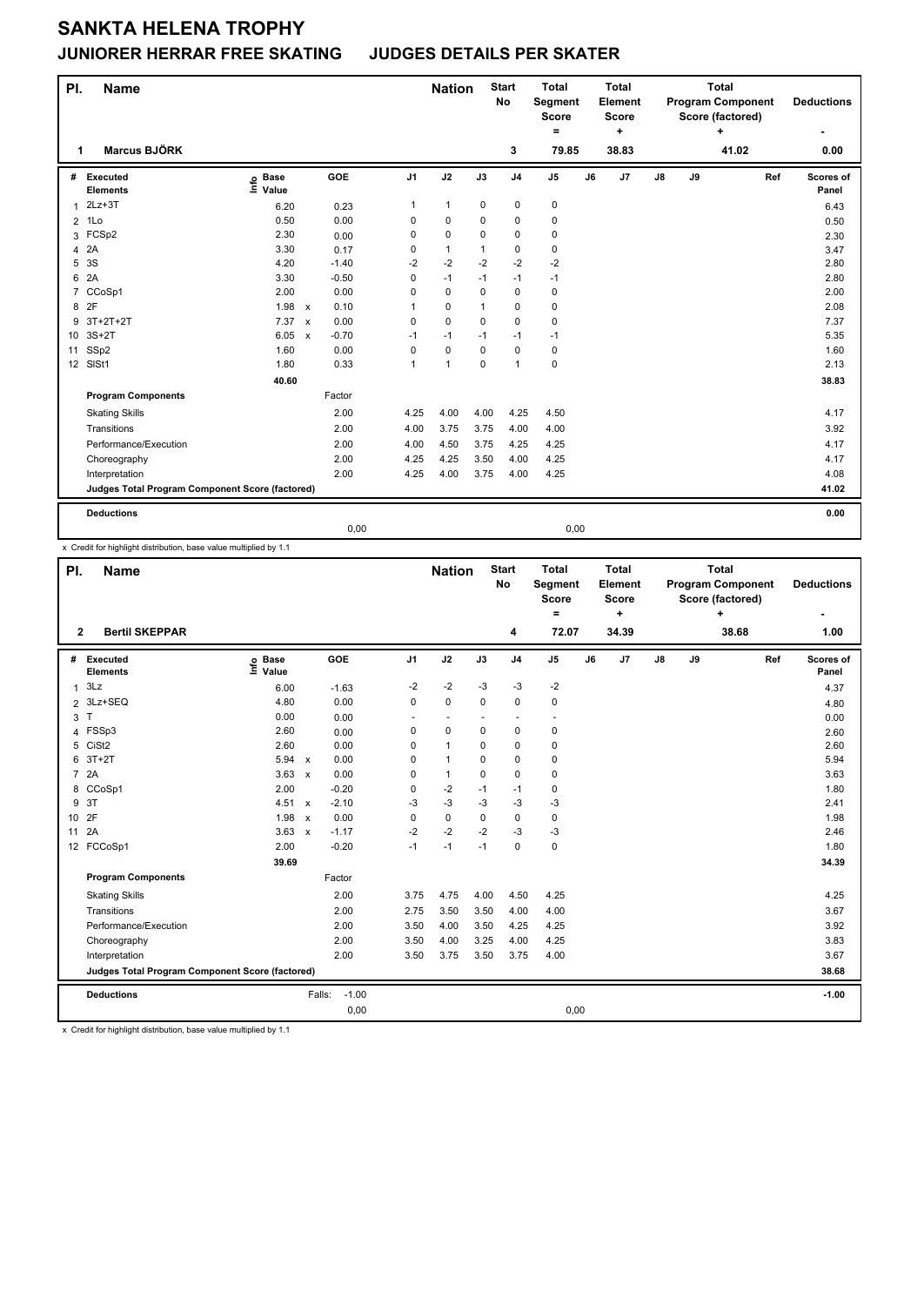# SANKTA HELENA TROPHY

## JUNIORER HERRAR FREE SKATING JUDGES DETAILS PER SKATER

| Pl. | Name | Nation | Start No | Total Segment Score = | Total Element Score + | Total Program Component Score (factored) + | Deductions - |
|---|---|---|---|---|---|---|---|
| 1 | Marcus BJÖRK | | 3 | 79.85 | 38.83 | 41.02 | 0.00 |

| # | Executed Elements | Info | Base Value | | GOE | J1 | J2 | J3 | J4 | J5 | J6 | J7 | J8 | J9 | Ref | Scores of Panel |
|---|---|---|---|---|---|---|---|---|---|---|---|---|---|---|---|---|
| 1 | 2Lz+3T | | 6.20 | | 0.23 | 1 | 1 | 0 | 0 | 0 | | | | | | 6.43 |
| 2 | 1Lo | | 0.50 | | 0.00 | 0 | 0 | 0 | 0 | 0 | | | | | | 0.50 |
| 3 | FCSp2 | | 2.30 | | 0.00 | 0 | 0 | 0 | 0 | 0 | | | | | | 2.30 |
| 4 | 2A | | 3.30 | | 0.17 | 0 | 1 | 1 | 0 | 0 | | | | | | 3.47 |
| 5 | 3S | | 4.20 | | -1.40 | -2 | -2 | -2 | -2 | -2 | | | | | | 2.80 |
| 6 | 2A | | 3.30 | | -0.50 | 0 | -1 | -1 | -1 | -1 | | | | | | 2.80 |
| 7 | CCoSp1 | | 2.00 | | 0.00 | 0 | 0 | 0 | 0 | 0 | | | | | | 2.00 |
| 8 | 2F | | 1.98 | x | 0.10 | 1 | 0 | 1 | 0 | 0 | | | | | | 2.08 |
| 9 | 3T+2T+2T | | 7.37 | x | 0.00 | 0 | 0 | 0 | 0 | 0 | | | | | | 7.37 |
| 10 | 3S+2T | | 6.05 | x | -0.70 | -1 | -1 | -1 | -1 | -1 | | | | | | 5.35 |
| 11 | SSp2 | | 1.60 | | 0.00 | 0 | 0 | 0 | 0 | 0 | | | | | | 1.60 |
| 12 | SlSt1 | | 1.80 | | 0.33 | 1 | 1 | 0 | 1 | 0 | | | | | | 2.13 |
| | | | 40.60 | | | | | | | | | | | | | 38.83 |
| | **Program Components** | | | | Factor | | | | | | | | | | | |
| | Skating Skills | | | | 2.00 | 4.25 | 4.00 | 4.00 | 4.25 | 4.50 | | | | | | 4.17 |
| | Transitions | | | | 2.00 | 4.00 | 3.75 | 3.75 | 4.00 | 4.00 | | | | | | 3.92 |
| | Performance/Execution | | | | 2.00 | 4.00 | 4.50 | 3.75 | 4.25 | 4.25 | | | | | | 4.17 |
| | Choreography | | | | 2.00 | 4.25 | 4.25 | 3.50 | 4.00 | 4.25 | | | | | | 4.17 |
| | Interpretation | | | | 2.00 | 4.25 | 4.00 | 3.75 | 4.00 | 4.25 | | | | | | 4.08 |
| | **Judges Total Program Component Score (factored)** | | | | | | | | | | | | | | | 41.02 |
| | **Deductions** | | | | | | | | | | | | | | | 0.00 |
| | | | | | 0,00 | | | | | 0,00 | | | | | | |

x Credit for highlight distribution, base value multiplied by 1.1

| Pl. | Name | Nation | Start No | Total Segment Score = | Total Element Score + | Total Program Component Score (factored) + | Deductions - |
|---|---|---|---|---|---|---|---|
| 2 | Bertil SKEPPAR | | 4 | 72.07 | 34.39 | 38.68 | 1.00 |

| # | Executed Elements | Info | Base Value | | GOE | J1 | J2 | J3 | J4 | J5 | J6 | J7 | J8 | J9 | Ref | Scores of Panel |
|---|---|---|---|---|---|---|---|---|---|---|---|---|---|---|---|---|
| 1 | 3Lz | | 6.00 | | -1.63 | -2 | -2 | -3 | -3 | -2 | | | | | | 4.37 |
| 2 | 3Lz+SEQ | | 4.80 | | 0.00 | 0 | 0 | 0 | 0 | 0 | | | | | | 4.80 |
| 3 | T | | 0.00 | | 0.00 | - | - | - | - | - | | | | | | 0.00 |
| 4 | FSSp3 | | 2.60 | | 0.00 | 0 | 0 | 0 | 0 | 0 | | | | | | 2.60 |
| 5 | CiSt2 | | 2.60 | | 0.00 | 0 | 1 | 0 | 0 | 0 | | | | | | 2.60 |
| 6 | 3T+2T | | 5.94 | x | 0.00 | 0 | 1 | 0 | 0 | 0 | | | | | | 5.94 |
| 7 | 2A | | 3.63 | x | 0.00 | 0 | 1 | 0 | 0 | 0 | | | | | | 3.63 |
| 8 | CCoSp1 | | 2.00 | | -0.20 | 0 | -2 | -1 | -1 | 0 | | | | | | 1.80 |
| 9 | 3T | | 4.51 | x | -2.10 | -3 | -3 | -3 | -3 | -3 | | | | | | 2.41 |
| 10 | 2F | | 1.98 | x | 0.00 | 0 | 0 | 0 | 0 | 0 | | | | | | 1.98 |
| 11 | 2A | | 3.63 | x | -1.17 | -2 | -2 | -2 | -3 | -3 | | | | | | 2.46 |
| 12 | FCCoSp1 | | 2.00 | | -0.20 | -1 | -1 | -1 | 0 | 0 | | | | | | 1.80 |
| | | | 39.69 | | | | | | | | | | | | | 34.39 |
| | **Program Components** | | | | Factor | | | | | | | | | | | |
| | Skating Skills | | | | 2.00 | 3.75 | 4.75 | 4.00 | 4.50 | 4.25 | | | | | | 4.25 |
| | Transitions | | | | 2.00 | 2.75 | 3.50 | 3.50 | 4.00 | 4.00 | | | | | | 3.67 |
| | Performance/Execution | | | | 2.00 | 3.50 | 4.00 | 3.50 | 4.25 | 4.25 | | | | | | 3.92 |
| | Choreography | | | | 2.00 | 3.50 | 4.00 | 3.25 | 4.00 | 4.25 | | | | | | 3.83 |
| | Interpretation | | | | 2.00 | 3.50 | 3.75 | 3.50 | 3.75 | 4.00 | | | | | | 3.67 |
| | **Judges Total Program Component Score (factored)** | | | | | | | | | | | | | | | 38.68 |
| | **Deductions** | | Falls: | | -1.00 | | | | | | | | | | | -1.00 |
| | | | | | 0,00 | | | | | 0,00 | | | | | | |

x Credit for highlight distribution, base value multiplied by 1.1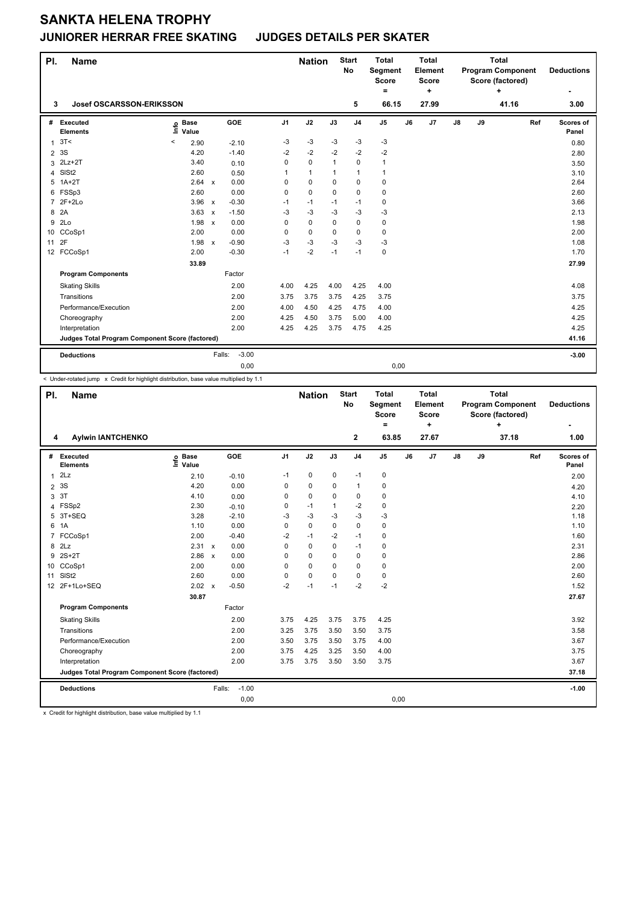# SANKTA HELENA TROPHY

## JUNIORER HERRAR FREE SKATING JUDGES DETAILS PER SKATER

| Pl. | Name | Nation | Start No | Total Segment Score = | Total Element Score + | Total Program Component Score (factored) + | Deductions - |
|---|---|---|---|---|---|---|---|
| 3 | Josef OSCARSSON-ERIKSSON | | 5 | 66.15 | 27.99 | 41.16 | 3.00 |

| # | Executed Elements | Info | Base Value | | GOE | J1 | J2 | J3 | J4 | J5 | J6 | J7 | J8 | J9 | Ref | Scores of Panel |
|---|---|---|---|---|---|---|---|---|---|---|---|---|---|---|---|---|
| 1 | 3T< | < | 2.90 | | -2.10 | -3 | -3 | -3 | -3 | -3 | | | | | | 0.80 |
| 2 | 3S | | 4.20 | | -1.40 | -2 | -2 | -2 | -2 | -2 | | | | | | 2.80 |
| 3 | 2Lz+2T | | 3.40 | | 0.10 | 0 | 0 | 1 | 0 | 1 | | | | | | 3.50 |
| 4 | SlSt2 | | 2.60 | | 0.50 | 1 | 1 | 1 | 1 | 1 | | | | | | 3.10 |
| 5 | 1A+2T | | 2.64 | x | 0.00 | 0 | 0 | 0 | 0 | 0 | | | | | | 2.64 |
| 6 | FSSp3 | | 2.60 | | 0.00 | 0 | 0 | 0 | 0 | 0 | | | | | | 2.60 |
| 7 | 2F+2Lo | | 3.96 | x | -0.30 | -1 | -1 | -1 | -1 | 0 | | | | | | 3.66 |
| 8 | 2A | | 3.63 | x | -1.50 | -3 | -3 | -3 | -3 | -3 | | | | | | 2.13 |
| 9 | 2Lo | | 1.98 | x | 0.00 | 0 | 0 | 0 | 0 | 0 | | | | | | 1.98 |
| 10 | CCoSp1 | | 2.00 | | 0.00 | 0 | 0 | 0 | 0 | 0 | | | | | | 2.00 |
| 11 | 2F | | 1.98 | x | -0.90 | -3 | -3 | -3 | -3 | -3 | | | | | | 1.08 |
| 12 | FCCoSp1 | | 2.00 | | -0.30 | -1 | -2 | -1 | -1 | 0 | | | | | | 1.70 |
| | | | 33.89 | | | | | | | | | | | | | 27.99 |
| | **Program Components** | | | | Factor | | | | | | | | | | | |
| | Skating Skills | | | | 2.00 | 4.00 | 4.25 | 4.00 | 4.25 | 4.00 | | | | | | 4.08 |
| | Transitions | | | | 2.00 | 3.75 | 3.75 | 3.75 | 4.25 | 3.75 | | | | | | 3.75 |
| | Performance/Execution | | | | 2.00 | 4.00 | 4.50 | 4.25 | 4.75 | 4.00 | | | | | | 4.25 |
| | Choreography | | | | 2.00 | 4.25 | 4.50 | 3.75 | 5.00 | 4.00 | | | | | | 4.25 |
| | Interpretation | | | | 2.00 | 4.25 | 4.25 | 3.75 | 4.75 | 4.25 | | | | | | 4.25 |
| | **Judges Total Program Component Score (factored)** | | | | | | | | | | | | | | | 41.16 |
| | **Deductions** | | | Falls: | -3.00 | | | | | | | | | | | -3.00 |
| | | | | | 0,00 | | | | | 0,00 | | | | | | |

< Under-rotated jump x Credit for highlight distribution, base value multiplied by 1.1

| Pl. | Name | Nation | Start No | Total Segment Score = | Total Element Score + | Total Program Component Score (factored) + | Deductions - |
|---|---|---|---|---|---|---|---|
| 4 | Aylwin IANTCHENKO | | 2 | 63.85 | 27.67 | 37.18 | 1.00 |

| # | Executed Elements | Info | Base Value | | GOE | J1 | J2 | J3 | J4 | J5 | J6 | J7 | J8 | J9 | Ref | Scores of Panel |
|---|---|---|---|---|---|---|---|---|---|---|---|---|---|---|---|---|
| 1 | 2Lz | | 2.10 | | -0.10 | -1 | 0 | 0 | -1 | 0 | | | | | | 2.00 |
| 2 | 3S | | 4.20 | | 0.00 | 0 | 0 | 0 | 1 | 0 | | | | | | 4.20 |
| 3 | 3T | | 4.10 | | 0.00 | 0 | 0 | 0 | 0 | 0 | | | | | | 4.10 |
| 4 | FSSp2 | | 2.30 | | -0.10 | 0 | -1 | 1 | -2 | 0 | | | | | | 2.20 |
| 5 | 3T+SEQ | | 3.28 | | -2.10 | -3 | -3 | -3 | -3 | -3 | | | | | | 1.18 |
| 6 | 1A | | 1.10 | | 0.00 | 0 | 0 | 0 | 0 | 0 | | | | | | 1.10 |
| 7 | FCCoSp1 | | 2.00 | | -0.40 | -2 | -1 | -2 | -1 | 0 | | | | | | 1.60 |
| 8 | 2Lz | | 2.31 | x | 0.00 | 0 | 0 | 0 | -1 | 0 | | | | | | 2.31 |
| 9 | 2S+2T | | 2.86 | x | 0.00 | 0 | 0 | 0 | 0 | 0 | | | | | | 2.86 |
| 10 | CCoSp1 | | 2.00 | | 0.00 | 0 | 0 | 0 | 0 | 0 | | | | | | 2.00 |
| 11 | SlSt2 | | 2.60 | | 0.00 | 0 | 0 | 0 | 0 | 0 | | | | | | 2.60 |
| 12 | 2F+1Lo+SEQ | | 2.02 | x | -0.50 | -2 | -1 | -1 | -2 | -2 | | | | | | 1.52 |
| | | | 30.87 | | | | | | | | | | | | | 27.67 |
| | **Program Components** | | | | Factor | | | | | | | | | | | |
| | Skating Skills | | | | 2.00 | 3.75 | 4.25 | 3.75 | 3.75 | 4.25 | | | | | | 3.92 |
| | Transitions | | | | 2.00 | 3.25 | 3.75 | 3.50 | 3.50 | 3.75 | | | | | | 3.58 |
| | Performance/Execution | | | | 2.00 | 3.50 | 3.75 | 3.50 | 3.75 | 4.00 | | | | | | 3.67 |
| | Choreography | | | | 2.00 | 3.75 | 4.25 | 3.25 | 3.50 | 4.00 | | | | | | 3.75 |
| | Interpretation | | | | 2.00 | 3.75 | 3.75 | 3.50 | 3.50 | 3.75 | | | | | | 3.67 |
| | **Judges Total Program Component Score (factored)** | | | | | | | | | | | | | | | 37.18 |
| | **Deductions** | | | Falls: | -1.00 | | | | | | | | | | | -1.00 |
| | | | | | 0,00 | | | | | 0,00 | | | | | | |

x Credit for highlight distribution, base value multiplied by 1.1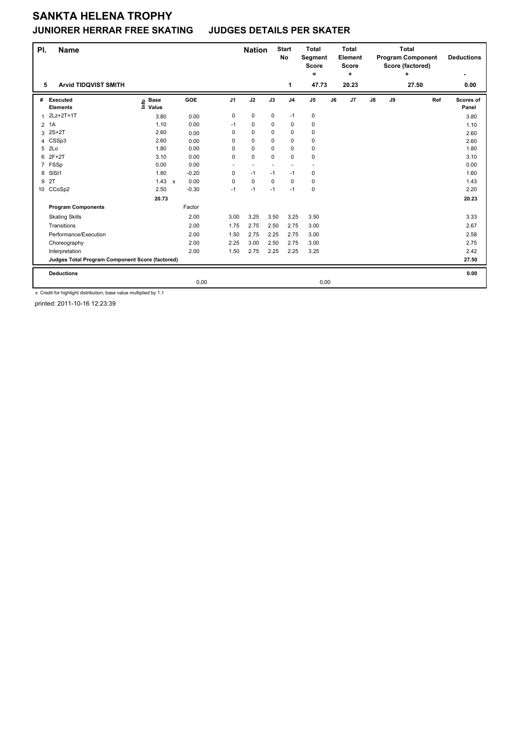# SANKTA HELENA TROPHY

## JUNIORER HERRAR FREE SKATING JUDGES DETAILS PER SKATER

| Pl. | Name | Nation | Start No | Total Segment Score = | Total Element Score + | Total Program Component Score (factored) + | Deductions - |
|---|---|---|---|---|---|---|---|
| 5 | Arvid TIDQVIST SMITH | | 1 | 47.73 | 20.23 | 27.50 | 0.00 |

| # | Executed Elements | Info | Base Value | | GOE | J1 | J2 | J3 | J4 | J5 | J6 | J7 | J8 | J9 | Ref | Scores of Panel |
|---|---|---|---|---|---|---|---|---|---|---|---|---|---|---|---|---|
| 1 | 2Lz+2T+1T | | 3.80 | | 0.00 | 0 | 0 | 0 | -1 | 0 | | | | | | 3.80 |
| 2 | 1A | | 1.10 | | 0.00 | -1 | 0 | 0 | 0 | 0 | | | | | | 1.10 |
| 3 | 2S+2T | | 2.60 | | 0.00 | 0 | 0 | 0 | 0 | 0 | | | | | | 2.60 |
| 4 | CSSp3 | | 2.60 | | 0.00 | 0 | 0 | 0 | 0 | 0 | | | | | | 2.60 |
| 5 | 2Lo | | 1.80 | | 0.00 | 0 | 0 | 0 | 0 | 0 | | | | | | 1.80 |
| 6 | 2F+2T | | 3.10 | | 0.00 | 0 | 0 | 0 | 0 | 0 | | | | | | 3.10 |
| 7 | FSSp | | 0.00 | | 0.00 | - | - | - | - | - | | | | | | 0.00 |
| 8 | SlSt1 | | 1.80 | | -0.20 | 0 | -1 | -1 | -1 | 0 | | | | | | 1.60 |
| 9 | 2T | | 1.43 | x | 0.00 | 0 | 0 | 0 | 0 | 0 | | | | | | 1.43 |
| 10 | CCoSp2 | | 2.50 | | -0.30 | -1 | -1 | -1 | -1 | 0 | | | | | | 2.20 |
| | | | 20.73 | | | | | | | | | | | | | 20.23 |
| | **Program Components** | | | | Factor | | | | | | | | | | | |
| | Skating Skills | | | | 2.00 | 3.00 | 3.25 | 3.50 | 3.25 | 3.50 | | | | | | 3.33 |
| | Transitions | | | | 2.00 | 1.75 | 2.75 | 2.50 | 2.75 | 3.00 | | | | | | 2.67 |
| | Performance/Execution | | | | 2.00 | 1.50 | 2.75 | 2.25 | 2.75 | 3.00 | | | | | | 2.58 |
| | Choreography | | | | 2.00 | 2.25 | 3.00 | 2.50 | 2.75 | 3.00 | | | | | | 2.75 |
| | Interpretation | | | | 2.00 | 1.50 | 2.75 | 2.25 | 2.25 | 3.25 | | | | | | 2.42 |
| | **Judges Total Program Component Score (factored)** | | | | | | | | | | | | | | | 27.50 |
| | **Deductions** | | | | | | | | | | | | | | | 0.00 |
| | | | | | 0,00 | | | | | 0,00 | | | | | | |

x Credit for highlight distribution, base value multiplied by 1.1

printed: 2011-10-16 12:23:39